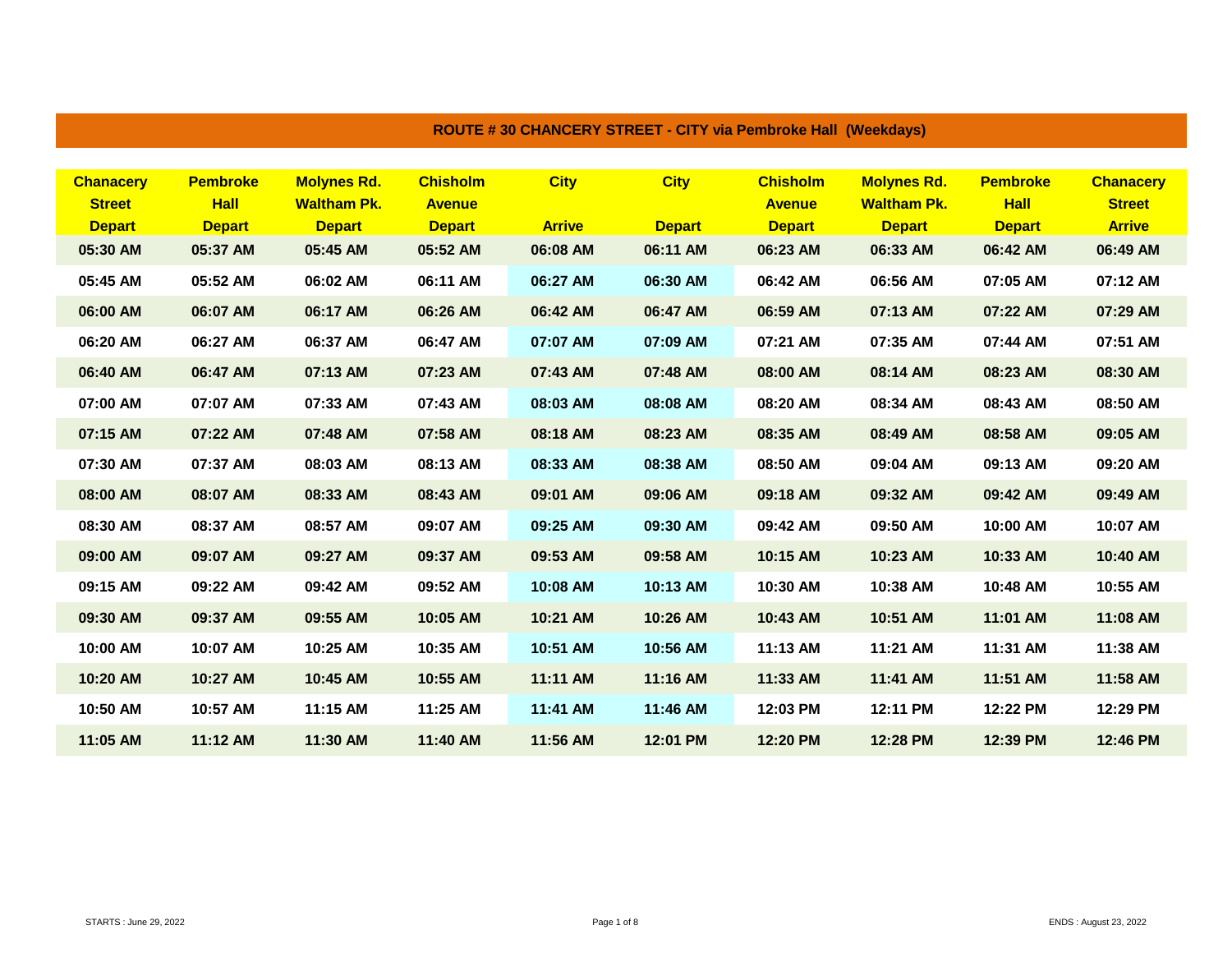## ROUTE # 30 CHANCERY STREET - CITY via Pembroke Hall (Weekdays)

| Chanacery Street Depart | Pembroke Hall Depart | Molynes Rd. Waltham Pk. Depart | Chisholm Avenue Depart | City Arrive | City Depart | Chisholm Avenue Depart | Molynes Rd. Waltham Pk. Depart | Pembroke Hall Depart | Chanacery Street Arrive |
|---|---|---|---|---|---|---|---|---|---|
| 05:30 AM | 05:37 AM | 05:45 AM | 05:52 AM | 06:08 AM | 06:11 AM | 06:23 AM | 06:33 AM | 06:42 AM | 06:49 AM |
| 05:45 AM | 05:52 AM | 06:02 AM | 06:11 AM | 06:27 AM | 06:30 AM | 06:42 AM | 06:56 AM | 07:05 AM | 07:12 AM |
| 06:00 AM | 06:07 AM | 06:17 AM | 06:26 AM | 06:42 AM | 06:47 AM | 06:59 AM | 07:13 AM | 07:22 AM | 07:29 AM |
| 06:20 AM | 06:27 AM | 06:37 AM | 06:47 AM | 07:07 AM | 07:09 AM | 07:21 AM | 07:35 AM | 07:44 AM | 07:51 AM |
| 06:40 AM | 06:47 AM | 07:13 AM | 07:23 AM | 07:43 AM | 07:48 AM | 08:00 AM | 08:14 AM | 08:23 AM | 08:30 AM |
| 07:00 AM | 07:07 AM | 07:33 AM | 07:43 AM | 08:03 AM | 08:08 AM | 08:20 AM | 08:34 AM | 08:43 AM | 08:50 AM |
| 07:15 AM | 07:22 AM | 07:48 AM | 07:58 AM | 08:18 AM | 08:23 AM | 08:35 AM | 08:49 AM | 08:58 AM | 09:05 AM |
| 07:30 AM | 07:37 AM | 08:03 AM | 08:13 AM | 08:33 AM | 08:38 AM | 08:50 AM | 09:04 AM | 09:13 AM | 09:20 AM |
| 08:00 AM | 08:07 AM | 08:33 AM | 08:43 AM | 09:01 AM | 09:06 AM | 09:18 AM | 09:32 AM | 09:42 AM | 09:49 AM |
| 08:30 AM | 08:37 AM | 08:57 AM | 09:07 AM | 09:25 AM | 09:30 AM | 09:42 AM | 09:50 AM | 10:00 AM | 10:07 AM |
| 09:00 AM | 09:07 AM | 09:27 AM | 09:37 AM | 09:53 AM | 09:58 AM | 10:15 AM | 10:23 AM | 10:33 AM | 10:40 AM |
| 09:15 AM | 09:22 AM | 09:42 AM | 09:52 AM | 10:08 AM | 10:13 AM | 10:30 AM | 10:38 AM | 10:48 AM | 10:55 AM |
| 09:30 AM | 09:37 AM | 09:55 AM | 10:05 AM | 10:21 AM | 10:26 AM | 10:43 AM | 10:51 AM | 11:01 AM | 11:08 AM |
| 10:00 AM | 10:07 AM | 10:25 AM | 10:35 AM | 10:51 AM | 10:56 AM | 11:13 AM | 11:21 AM | 11:31 AM | 11:38 AM |
| 10:20 AM | 10:27 AM | 10:45 AM | 10:55 AM | 11:11 AM | 11:16 AM | 11:33 AM | 11:41 AM | 11:51 AM | 11:58 AM |
| 10:50 AM | 10:57 AM | 11:15 AM | 11:25 AM | 11:41 AM | 11:46 AM | 12:03 PM | 12:11 PM | 12:22 PM | 12:29 PM |
| 11:05 AM | 11:12 AM | 11:30 AM | 11:40 AM | 11:56 AM | 12:01 PM | 12:20 PM | 12:28 PM | 12:39 PM | 12:46 PM |

STARTS : June 29, 2022

ENDS : August 23, 2022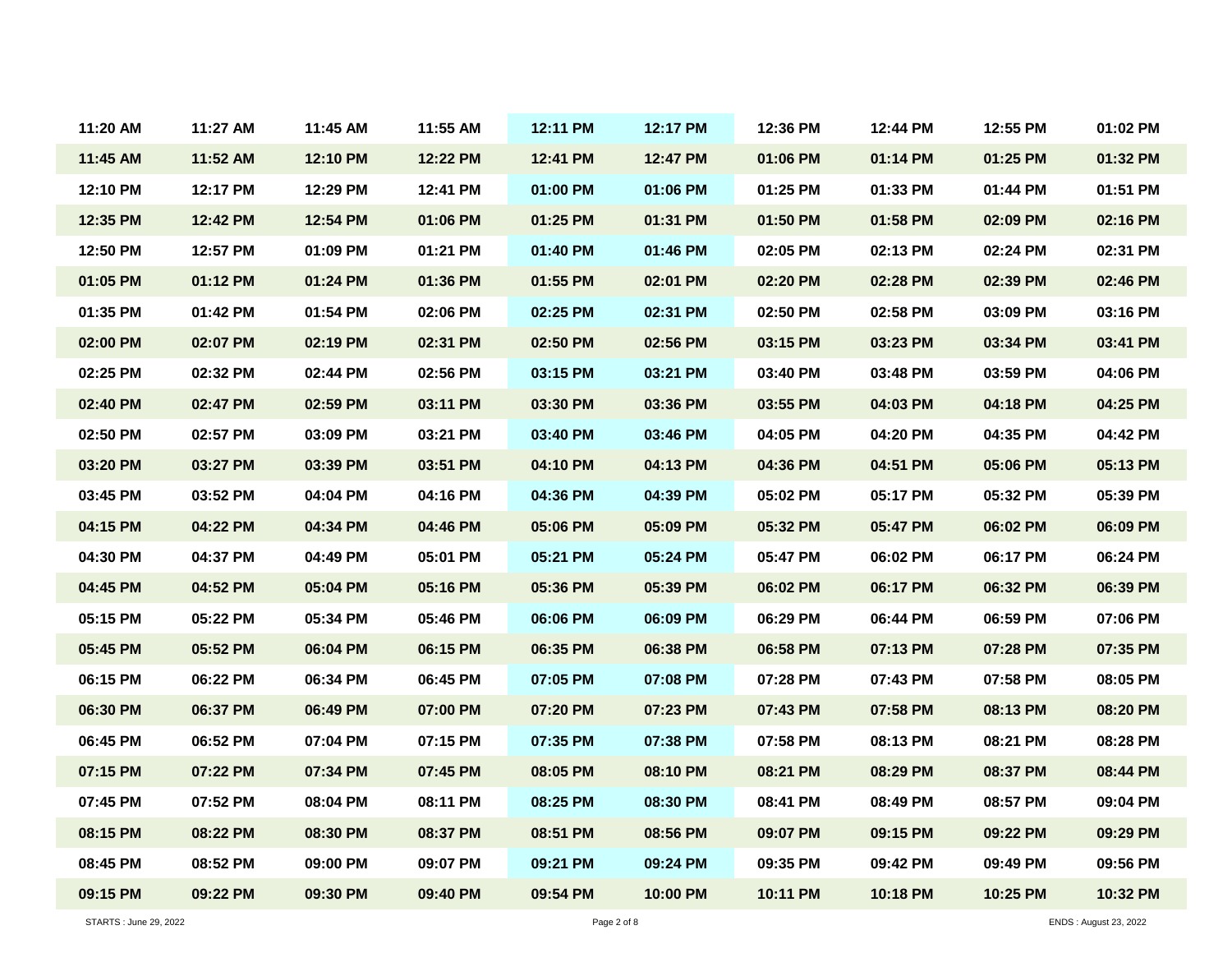| | | | | | | | | | |
|---|---|---|---|---|---|---|---|---|---|
| 11:20 AM | 11:27 AM | 11:45 AM | 11:55 AM | 12:11 PM | 12:17 PM | 12:36 PM | 12:44 PM | 12:55 PM | 01:02 PM |
| 11:45 AM | 11:52 AM | 12:10 PM | 12:22 PM | 12:41 PM | 12:47 PM | 01:06 PM | 01:14 PM | 01:25 PM | 01:32 PM |
| 12:10 PM | 12:17 PM | 12:29 PM | 12:41 PM | 01:00 PM | 01:06 PM | 01:25 PM | 01:33 PM | 01:44 PM | 01:51 PM |
| 12:35 PM | 12:42 PM | 12:54 PM | 01:06 PM | 01:25 PM | 01:31 PM | 01:50 PM | 01:58 PM | 02:09 PM | 02:16 PM |
| 12:50 PM | 12:57 PM | 01:09 PM | 01:21 PM | 01:40 PM | 01:46 PM | 02:05 PM | 02:13 PM | 02:24 PM | 02:31 PM |
| 01:05 PM | 01:12 PM | 01:24 PM | 01:36 PM | 01:55 PM | 02:01 PM | 02:20 PM | 02:28 PM | 02:39 PM | 02:46 PM |
| 01:35 PM | 01:42 PM | 01:54 PM | 02:06 PM | 02:25 PM | 02:31 PM | 02:50 PM | 02:58 PM | 03:09 PM | 03:16 PM |
| 02:00 PM | 02:07 PM | 02:19 PM | 02:31 PM | 02:50 PM | 02:56 PM | 03:15 PM | 03:23 PM | 03:34 PM | 03:41 PM |
| 02:25 PM | 02:32 PM | 02:44 PM | 02:56 PM | 03:15 PM | 03:21 PM | 03:40 PM | 03:48 PM | 03:59 PM | 04:06 PM |
| 02:40 PM | 02:47 PM | 02:59 PM | 03:11 PM | 03:30 PM | 03:36 PM | 03:55 PM | 04:03 PM | 04:18 PM | 04:25 PM |
| 02:50 PM | 02:57 PM | 03:09 PM | 03:21 PM | 03:40 PM | 03:46 PM | 04:05 PM | 04:20 PM | 04:35 PM | 04:42 PM |
| 03:20 PM | 03:27 PM | 03:39 PM | 03:51 PM | 04:10 PM | 04:13 PM | 04:36 PM | 04:51 PM | 05:06 PM | 05:13 PM |
| 03:45 PM | 03:52 PM | 04:04 PM | 04:16 PM | 04:36 PM | 04:39 PM | 05:02 PM | 05:17 PM | 05:32 PM | 05:39 PM |
| 04:15 PM | 04:22 PM | 04:34 PM | 04:46 PM | 05:06 PM | 05:09 PM | 05:32 PM | 05:47 PM | 06:02 PM | 06:09 PM |
| 04:30 PM | 04:37 PM | 04:49 PM | 05:01 PM | 05:21 PM | 05:24 PM | 05:47 PM | 06:02 PM | 06:17 PM | 06:24 PM |
| 04:45 PM | 04:52 PM | 05:04 PM | 05:16 PM | 05:36 PM | 05:39 PM | 06:02 PM | 06:17 PM | 06:32 PM | 06:39 PM |
| 05:15 PM | 05:22 PM | 05:34 PM | 05:46 PM | 06:06 PM | 06:09 PM | 06:29 PM | 06:44 PM | 06:59 PM | 07:06 PM |
| 05:45 PM | 05:52 PM | 06:04 PM | 06:15 PM | 06:35 PM | 06:38 PM | 06:58 PM | 07:13 PM | 07:28 PM | 07:35 PM |
| 06:15 PM | 06:22 PM | 06:34 PM | 06:45 PM | 07:05 PM | 07:08 PM | 07:28 PM | 07:43 PM | 07:58 PM | 08:05 PM |
| 06:30 PM | 06:37 PM | 06:49 PM | 07:00 PM | 07:20 PM | 07:23 PM | 07:43 PM | 07:58 PM | 08:13 PM | 08:20 PM |
| 06:45 PM | 06:52 PM | 07:04 PM | 07:15 PM | 07:35 PM | 07:38 PM | 07:58 PM | 08:13 PM | 08:21 PM | 08:28 PM |
| 07:15 PM | 07:22 PM | 07:34 PM | 07:45 PM | 08:05 PM | 08:10 PM | 08:21 PM | 08:29 PM | 08:37 PM | 08:44 PM |
| 07:45 PM | 07:52 PM | 08:04 PM | 08:11 PM | 08:25 PM | 08:30 PM | 08:41 PM | 08:49 PM | 08:57 PM | 09:04 PM |
| 08:15 PM | 08:22 PM | 08:30 PM | 08:37 PM | 08:51 PM | 08:56 PM | 09:07 PM | 09:15 PM | 09:22 PM | 09:29 PM |
| 08:45 PM | 08:52 PM | 09:00 PM | 09:07 PM | 09:21 PM | 09:24 PM | 09:35 PM | 09:42 PM | 09:49 PM | 09:56 PM |
| 09:15 PM | 09:22 PM | 09:30 PM | 09:40 PM | 09:54 PM | 10:00 PM | 10:11 PM | 10:18 PM | 10:25 PM | 10:32 PM |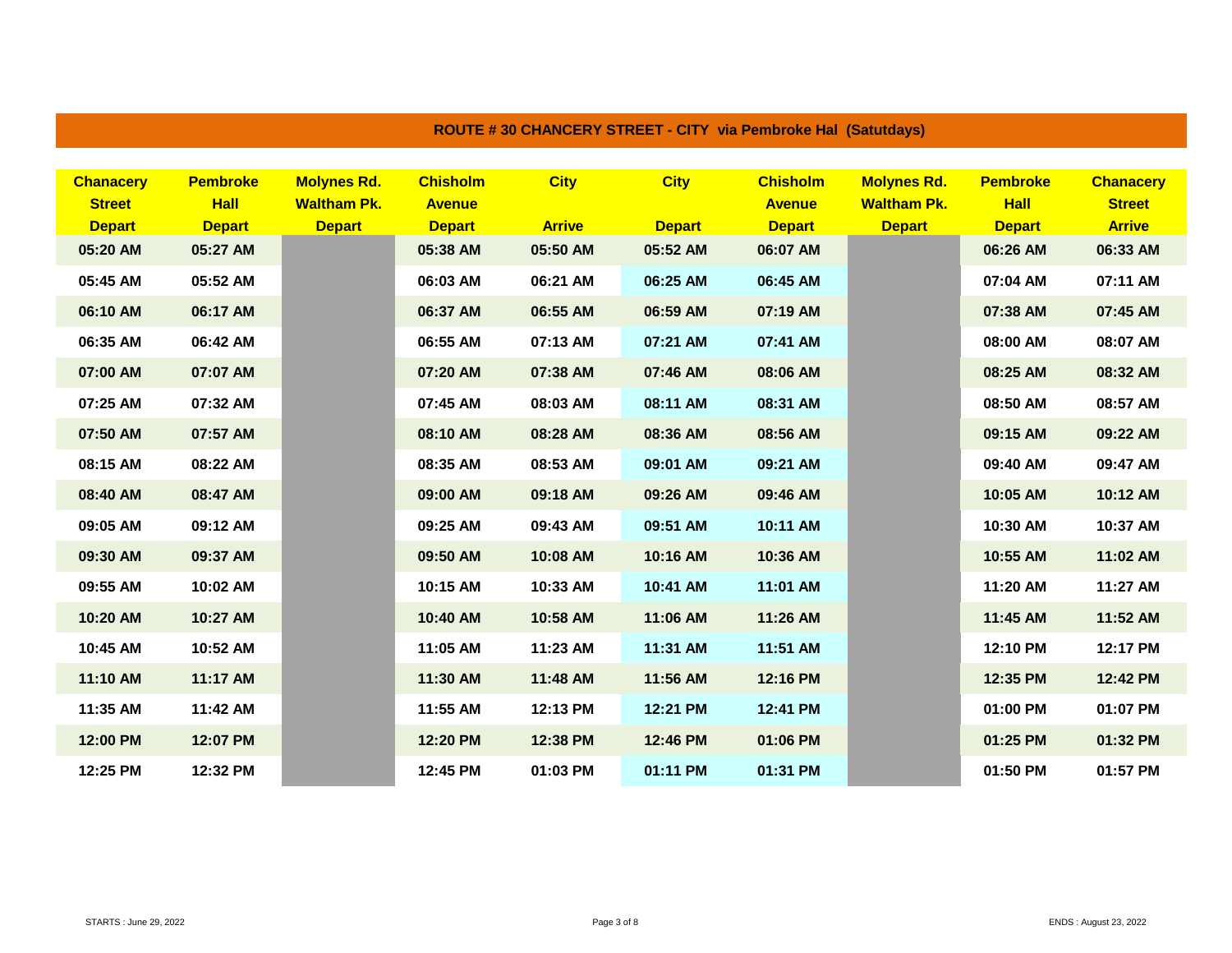## ROUTE # 30 CHANCERY STREET - CITY via Pembroke Hal (Satutdays)

| Chanacery Street Depart | Pembroke Hall Depart | Molynes Rd. Waltham Pk. Depart | Chisholm Avenue Depart | City Arrive | City Depart | Chisholm Avenue Depart | Molynes Rd. Waltham Pk. Depart | Pembroke Hall Depart | Chanacery Street Arrive |
|---|---|---|---|---|---|---|---|---|---|
| 05:20 AM | 05:27 AM | | 05:38 AM | 05:50 AM | 05:52 AM | 06:07 AM | | 06:26 AM | 06:33 AM |
| 05:45 AM | 05:52 AM | | 06:03 AM | 06:21 AM | 06:25 AM | 06:45 AM | | 07:04 AM | 07:11 AM |
| 06:10 AM | 06:17 AM | | 06:37 AM | 06:55 AM | 06:59 AM | 07:19 AM | | 07:38 AM | 07:45 AM |
| 06:35 AM | 06:42 AM | | 06:55 AM | 07:13 AM | 07:21 AM | 07:41 AM | | 08:00 AM | 08:07 AM |
| 07:00 AM | 07:07 AM | | 07:20 AM | 07:38 AM | 07:46 AM | 08:06 AM | | 08:25 AM | 08:32 AM |
| 07:25 AM | 07:32 AM | | 07:45 AM | 08:03 AM | 08:11 AM | 08:31 AM | | 08:50 AM | 08:57 AM |
| 07:50 AM | 07:57 AM | | 08:10 AM | 08:28 AM | 08:36 AM | 08:56 AM | | 09:15 AM | 09:22 AM |
| 08:15 AM | 08:22 AM | | 08:35 AM | 08:53 AM | 09:01 AM | 09:21 AM | | 09:40 AM | 09:47 AM |
| 08:40 AM | 08:47 AM | | 09:00 AM | 09:18 AM | 09:26 AM | 09:46 AM | | 10:05 AM | 10:12 AM |
| 09:05 AM | 09:12 AM | | 09:25 AM | 09:43 AM | 09:51 AM | 10:11 AM | | 10:30 AM | 10:37 AM |
| 09:30 AM | 09:37 AM | | 09:50 AM | 10:08 AM | 10:16 AM | 10:36 AM | | 10:55 AM | 11:02 AM |
| 09:55 AM | 10:02 AM | | 10:15 AM | 10:33 AM | 10:41 AM | 11:01 AM | | 11:20 AM | 11:27 AM |
| 10:20 AM | 10:27 AM | | 10:40 AM | 10:58 AM | 11:06 AM | 11:26 AM | | 11:45 AM | 11:52 AM |
| 10:45 AM | 10:52 AM | | 11:05 AM | 11:23 AM | 11:31 AM | 11:51 AM | | 12:10 PM | 12:17 PM |
| 11:10 AM | 11:17 AM | | 11:30 AM | 11:48 AM | 11:56 AM | 12:16 PM | | 12:35 PM | 12:42 PM |
| 11:35 AM | 11:42 AM | | 11:55 AM | 12:13 PM | 12:21 PM | 12:41 PM | | 01:00 PM | 01:07 PM |
| 12:00 PM | 12:07 PM | | 12:20 PM | 12:38 PM | 12:46 PM | 01:06 PM | | 01:25 PM | 01:32 PM |
| 12:25 PM | 12:32 PM | | 12:45 PM | 01:03 PM | 01:11 PM | 01:31 PM | | 01:50 PM | 01:57 PM |

STARTS : June 29, 2022

ENDS : August 23, 2022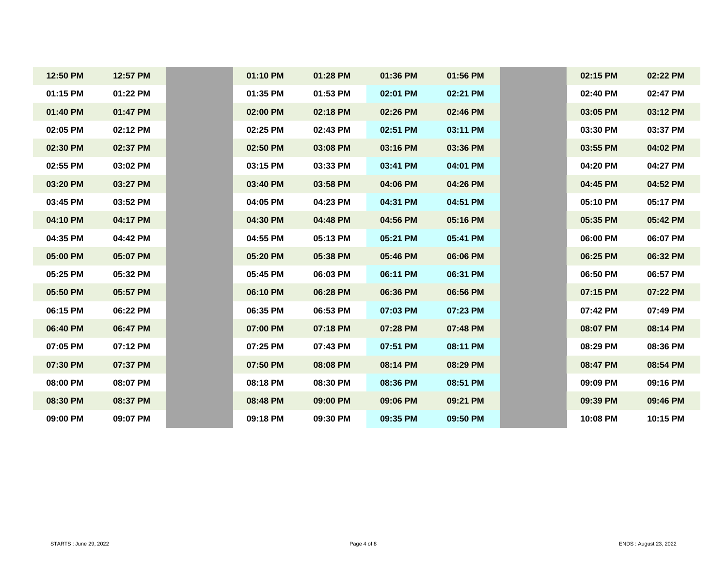| | | | | | | | | | |
|---|---|---|---|---|---|---|---|---|---|
| 12:50 PM | 12:57 PM | | 01:10 PM | 01:28 PM | 01:36 PM | 01:56 PM | | 02:15 PM | 02:22 PM |
| 01:15 PM | 01:22 PM | | 01:35 PM | 01:53 PM | 02:01 PM | 02:21 PM | | 02:40 PM | 02:47 PM |
| 01:40 PM | 01:47 PM | | 02:00 PM | 02:18 PM | 02:26 PM | 02:46 PM | | 03:05 PM | 03:12 PM |
| 02:05 PM | 02:12 PM | | 02:25 PM | 02:43 PM | 02:51 PM | 03:11 PM | | 03:30 PM | 03:37 PM |
| 02:30 PM | 02:37 PM | | 02:50 PM | 03:08 PM | 03:16 PM | 03:36 PM | | 03:55 PM | 04:02 PM |
| 02:55 PM | 03:02 PM | | 03:15 PM | 03:33 PM | 03:41 PM | 04:01 PM | | 04:20 PM | 04:27 PM |
| 03:20 PM | 03:27 PM | | 03:40 PM | 03:58 PM | 04:06 PM | 04:26 PM | | 04:45 PM | 04:52 PM |
| 03:45 PM | 03:52 PM | | 04:05 PM | 04:23 PM | 04:31 PM | 04:51 PM | | 05:10 PM | 05:17 PM |
| 04:10 PM | 04:17 PM | | 04:30 PM | 04:48 PM | 04:56 PM | 05:16 PM | | 05:35 PM | 05:42 PM |
| 04:35 PM | 04:42 PM | | 04:55 PM | 05:13 PM | 05:21 PM | 05:41 PM | | 06:00 PM | 06:07 PM |
| 05:00 PM | 05:07 PM | | 05:20 PM | 05:38 PM | 05:46 PM | 06:06 PM | | 06:25 PM | 06:32 PM |
| 05:25 PM | 05:32 PM | | 05:45 PM | 06:03 PM | 06:11 PM | 06:31 PM | | 06:50 PM | 06:57 PM |
| 05:50 PM | 05:57 PM | | 06:10 PM | 06:28 PM | 06:36 PM | 06:56 PM | | 07:15 PM | 07:22 PM |
| 06:15 PM | 06:22 PM | | 06:35 PM | 06:53 PM | 07:03 PM | 07:23 PM | | 07:42 PM | 07:49 PM |
| 06:40 PM | 06:47 PM | | 07:00 PM | 07:18 PM | 07:28 PM | 07:48 PM | | 08:07 PM | 08:14 PM |
| 07:05 PM | 07:12 PM | | 07:25 PM | 07:43 PM | 07:51 PM | 08:11 PM | | 08:29 PM | 08:36 PM |
| 07:30 PM | 07:37 PM | | 07:50 PM | 08:08 PM | 08:14 PM | 08:29 PM | | 08:47 PM | 08:54 PM |
| 08:00 PM | 08:07 PM | | 08:18 PM | 08:30 PM | 08:36 PM | 08:51 PM | | 09:09 PM | 09:16 PM |
| 08:30 PM | 08:37 PM | | 08:48 PM | 09:00 PM | 09:06 PM | 09:21 PM | | 09:39 PM | 09:46 PM |
| 09:00 PM | 09:07 PM | | 09:18 PM | 09:30 PM | 09:35 PM | 09:50 PM | | 10:08 PM | 10:15 PM |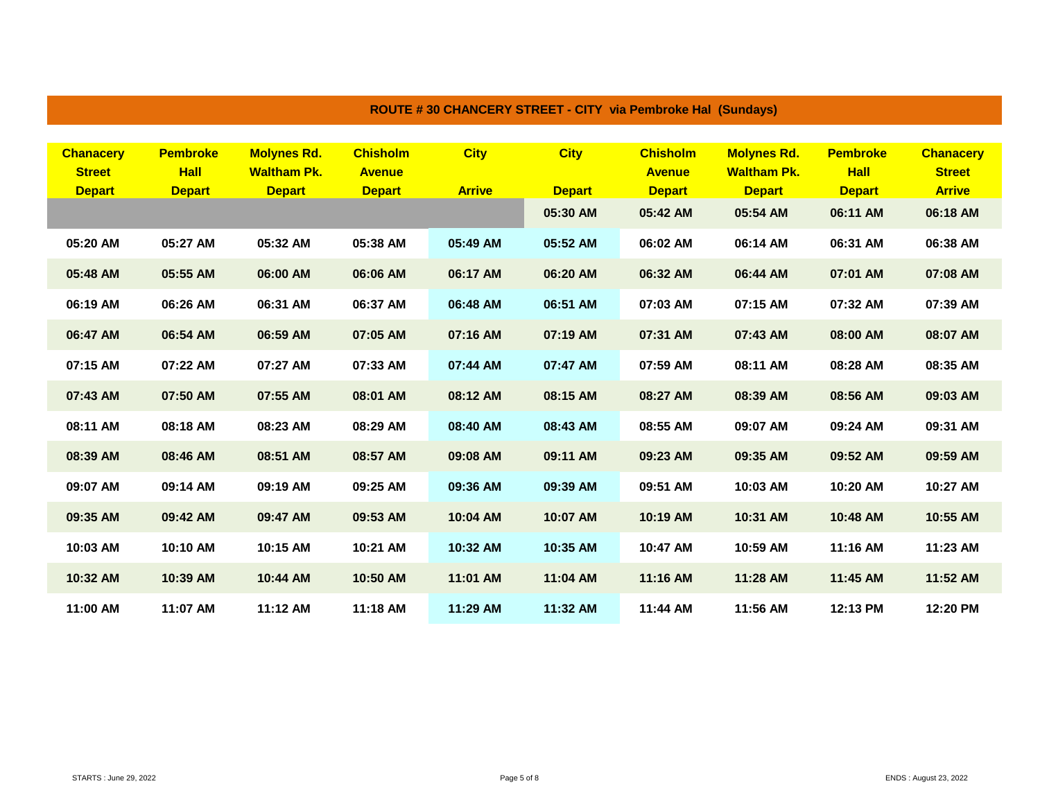## ROUTE # 30 CHANCERY STREET - CITY via Pembroke Hal (Sundays)

| Chanacery Street Depart | Pembroke Hall Depart | Molynes Rd. Waltham Pk. Depart | Chisholm Avenue Depart | City Arrive | City Depart | Chisholm Avenue Depart | Molynes Rd. Waltham Pk. Depart | Pembroke Hall Depart | Chanacery Street Arrive |
|---|---|---|---|---|---|---|---|---|---|
| | | | | | 05:30 AM | 05:42 AM | 05:54 AM | 06:11 AM | 06:18 AM |
| 05:20 AM | 05:27 AM | 05:32 AM | 05:38 AM | 05:49 AM | 05:52 AM | 06:02 AM | 06:14 AM | 06:31 AM | 06:38 AM |
| 05:48 AM | 05:55 AM | 06:00 AM | 06:06 AM | 06:17 AM | 06:20 AM | 06:32 AM | 06:44 AM | 07:01 AM | 07:08 AM |
| 06:19 AM | 06:26 AM | 06:31 AM | 06:37 AM | 06:48 AM | 06:51 AM | 07:03 AM | 07:15 AM | 07:32 AM | 07:39 AM |
| 06:47 AM | 06:54 AM | 06:59 AM | 07:05 AM | 07:16 AM | 07:19 AM | 07:31 AM | 07:43 AM | 08:00 AM | 08:07 AM |
| 07:15 AM | 07:22 AM | 07:27 AM | 07:33 AM | 07:44 AM | 07:47 AM | 07:59 AM | 08:11 AM | 08:28 AM | 08:35 AM |
| 07:43 AM | 07:50 AM | 07:55 AM | 08:01 AM | 08:12 AM | 08:15 AM | 08:27 AM | 08:39 AM | 08:56 AM | 09:03 AM |
| 08:11 AM | 08:18 AM | 08:23 AM | 08:29 AM | 08:40 AM | 08:43 AM | 08:55 AM | 09:07 AM | 09:24 AM | 09:31 AM |
| 08:39 AM | 08:46 AM | 08:51 AM | 08:57 AM | 09:08 AM | 09:11 AM | 09:23 AM | 09:35 AM | 09:52 AM | 09:59 AM |
| 09:07 AM | 09:14 AM | 09:19 AM | 09:25 AM | 09:36 AM | 09:39 AM | 09:51 AM | 10:03 AM | 10:20 AM | 10:27 AM |
| 09:35 AM | 09:42 AM | 09:47 AM | 09:53 AM | 10:04 AM | 10:07 AM | 10:19 AM | 10:31 AM | 10:48 AM | 10:55 AM |
| 10:03 AM | 10:10 AM | 10:15 AM | 10:21 AM | 10:32 AM | 10:35 AM | 10:47 AM | 10:59 AM | 11:16 AM | 11:23 AM |
| 10:32 AM | 10:39 AM | 10:44 AM | 10:50 AM | 11:01 AM | 11:04 AM | 11:16 AM | 11:28 AM | 11:45 AM | 11:52 AM |
| 11:00 AM | 11:07 AM | 11:12 AM | 11:18 AM | 11:29 AM | 11:32 AM | 11:44 AM | 11:56 AM | 12:13 PM | 12:20 PM |

STARTS : June 29, 2022

ENDS : August 23, 2022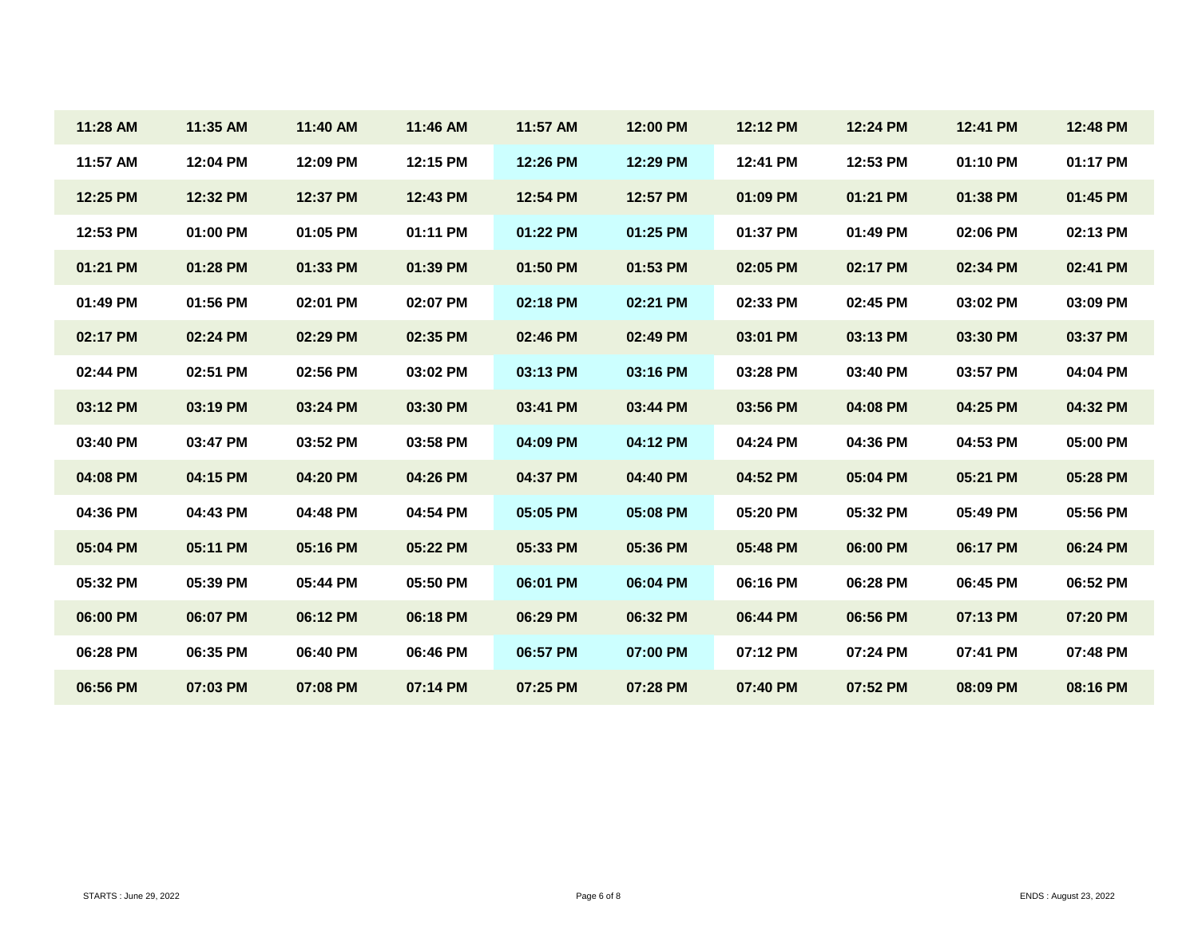| 11:28 AM | 11:35 AM | 11:40 AM | 11:46 AM | 11:57 AM | 12:00 PM | 12:12 PM | 12:24 PM | 12:41 PM | 12:48 PM |
|---|---|---|---|---|---|---|---|---|---|
| 11:57 AM | 12:04 PM | 12:09 PM | 12:15 PM | 12:26 PM | 12:29 PM | 12:41 PM | 12:53 PM | 01:10 PM | 01:17 PM |
| 12:25 PM | 12:32 PM | 12:37 PM | 12:43 PM | 12:54 PM | 12:57 PM | 01:09 PM | 01:21 PM | 01:38 PM | 01:45 PM |
| 12:53 PM | 01:00 PM | 01:05 PM | 01:11 PM | 01:22 PM | 01:25 PM | 01:37 PM | 01:49 PM | 02:06 PM | 02:13 PM |
| 01:21 PM | 01:28 PM | 01:33 PM | 01:39 PM | 01:50 PM | 01:53 PM | 02:05 PM | 02:17 PM | 02:34 PM | 02:41 PM |
| 01:49 PM | 01:56 PM | 02:01 PM | 02:07 PM | 02:18 PM | 02:21 PM | 02:33 PM | 02:45 PM | 03:02 PM | 03:09 PM |
| 02:17 PM | 02:24 PM | 02:29 PM | 02:35 PM | 02:46 PM | 02:49 PM | 03:01 PM | 03:13 PM | 03:30 PM | 03:37 PM |
| 02:44 PM | 02:51 PM | 02:56 PM | 03:02 PM | 03:13 PM | 03:16 PM | 03:28 PM | 03:40 PM | 03:57 PM | 04:04 PM |
| 03:12 PM | 03:19 PM | 03:24 PM | 03:30 PM | 03:41 PM | 03:44 PM | 03:56 PM | 04:08 PM | 04:25 PM | 04:32 PM |
| 03:40 PM | 03:47 PM | 03:52 PM | 03:58 PM | 04:09 PM | 04:12 PM | 04:24 PM | 04:36 PM | 04:53 PM | 05:00 PM |
| 04:08 PM | 04:15 PM | 04:20 PM | 04:26 PM | 04:37 PM | 04:40 PM | 04:52 PM | 05:04 PM | 05:21 PM | 05:28 PM |
| 04:36 PM | 04:43 PM | 04:48 PM | 04:54 PM | 05:05 PM | 05:08 PM | 05:20 PM | 05:32 PM | 05:49 PM | 05:56 PM |
| 05:04 PM | 05:11 PM | 05:16 PM | 05:22 PM | 05:33 PM | 05:36 PM | 05:48 PM | 06:00 PM | 06:17 PM | 06:24 PM |
| 05:32 PM | 05:39 PM | 05:44 PM | 05:50 PM | 06:01 PM | 06:04 PM | 06:16 PM | 06:28 PM | 06:45 PM | 06:52 PM |
| 06:00 PM | 06:07 PM | 06:12 PM | 06:18 PM | 06:29 PM | 06:32 PM | 06:44 PM | 06:56 PM | 07:13 PM | 07:20 PM |
| 06:28 PM | 06:35 PM | 06:40 PM | 06:46 PM | 06:57 PM | 07:00 PM | 07:12 PM | 07:24 PM | 07:41 PM | 07:48 PM |
| 06:56 PM | 07:03 PM | 07:08 PM | 07:14 PM | 07:25 PM | 07:28 PM | 07:40 PM | 07:52 PM | 08:09 PM | 08:16 PM |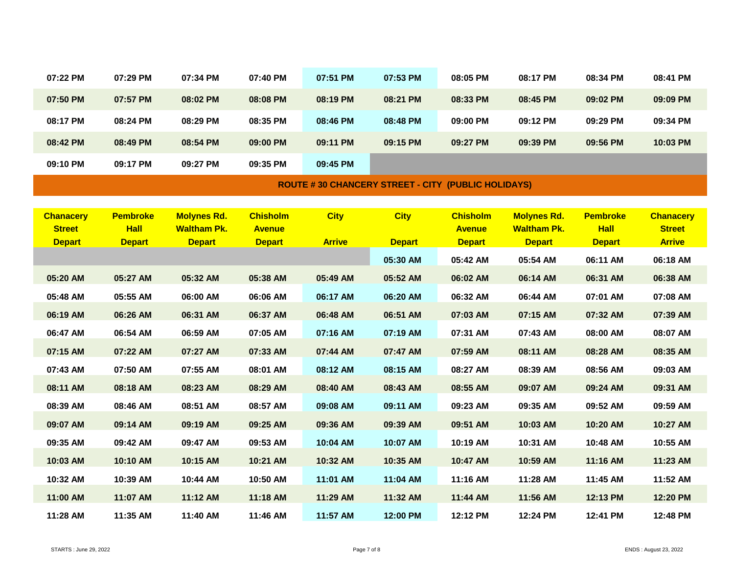| | | | | | | | | | |
|---|---|---|---|---|---|---|---|---|---|
| 07:22 PM | 07:29 PM | 07:34 PM | 07:40 PM | 07:51 PM | 07:53 PM | 08:05 PM | 08:17 PM | 08:34 PM | 08:41 PM |
| 07:50 PM | 07:57 PM | 08:02 PM | 08:08 PM | 08:19 PM | 08:21 PM | 08:33 PM | 08:45 PM | 09:02 PM | 09:09 PM |
| 08:17 PM | 08:24 PM | 08:29 PM | 08:35 PM | 08:46 PM | 08:48 PM | 09:00 PM | 09:12 PM | 09:29 PM | 09:34 PM |
| 08:42 PM | 08:49 PM | 08:54 PM | 09:00 PM | 09:11 PM | 09:15 PM | 09:27 PM | 09:39 PM | 09:56 PM | 10:03 PM |
| 09:10 PM | 09:17 PM | 09:27 PM | 09:35 PM | 09:45 PM | | | | | |

## ROUTE # 30 CHANCERY STREET - CITY (PUBLIC HOLIDAYS)

| Chanacery Street Depart | Pembroke Hall Depart | Molynes Rd. Waltham Pk. Depart | Chisholm Avenue Depart | City Arrive | City Depart | Chisholm Avenue Depart | Molynes Rd. Waltham Pk. Depart | Pembroke Hall Depart | Chanacery Street Arrive |
|---|---|---|---|---|---|---|---|---|---|
| | | | | | 05:30 AM | 05:42 AM | 05:54 AM | 06:11 AM | 06:18 AM |
| 05:20 AM | 05:27 AM | 05:32 AM | 05:38 AM | 05:49 AM | 05:52 AM | 06:02 AM | 06:14 AM | 06:31 AM | 06:38 AM |
| 05:48 AM | 05:55 AM | 06:00 AM | 06:06 AM | 06:17 AM | 06:20 AM | 06:32 AM | 06:44 AM | 07:01 AM | 07:08 AM |
| 06:19 AM | 06:26 AM | 06:31 AM | 06:37 AM | 06:48 AM | 06:51 AM | 07:03 AM | 07:15 AM | 07:32 AM | 07:39 AM |
| 06:47 AM | 06:54 AM | 06:59 AM | 07:05 AM | 07:16 AM | 07:19 AM | 07:31 AM | 07:43 AM | 08:00 AM | 08:07 AM |
| 07:15 AM | 07:22 AM | 07:27 AM | 07:33 AM | 07:44 AM | 07:47 AM | 07:59 AM | 08:11 AM | 08:28 AM | 08:35 AM |
| 07:43 AM | 07:50 AM | 07:55 AM | 08:01 AM | 08:12 AM | 08:15 AM | 08:27 AM | 08:39 AM | 08:56 AM | 09:03 AM |
| 08:11 AM | 08:18 AM | 08:23 AM | 08:29 AM | 08:40 AM | 08:43 AM | 08:55 AM | 09:07 AM | 09:24 AM | 09:31 AM |
| 08:39 AM | 08:46 AM | 08:51 AM | 08:57 AM | 09:08 AM | 09:11 AM | 09:23 AM | 09:35 AM | 09:52 AM | 09:59 AM |
| 09:07 AM | 09:14 AM | 09:19 AM | 09:25 AM | 09:36 AM | 09:39 AM | 09:51 AM | 10:03 AM | 10:20 AM | 10:27 AM |
| 09:35 AM | 09:42 AM | 09:47 AM | 09:53 AM | 10:04 AM | 10:07 AM | 10:19 AM | 10:31 AM | 10:48 AM | 10:55 AM |
| 10:03 AM | 10:10 AM | 10:15 AM | 10:21 AM | 10:32 AM | 10:35 AM | 10:47 AM | 10:59 AM | 11:16 AM | 11:23 AM |
| 10:32 AM | 10:39 AM | 10:44 AM | 10:50 AM | 11:01 AM | 11:04 AM | 11:16 AM | 11:28 AM | 11:45 AM | 11:52 AM |
| 11:00 AM | 11:07 AM | 11:12 AM | 11:18 AM | 11:29 AM | 11:32 AM | 11:44 AM | 11:56 AM | 12:13 PM | 12:20 PM |
| 11:28 AM | 11:35 AM | 11:40 AM | 11:46 AM | 11:57 AM | 12:00 PM | 12:12 PM | 12:24 PM | 12:41 PM | 12:48 PM |

STARTS : June 29, 2022

ENDS : August 23, 2022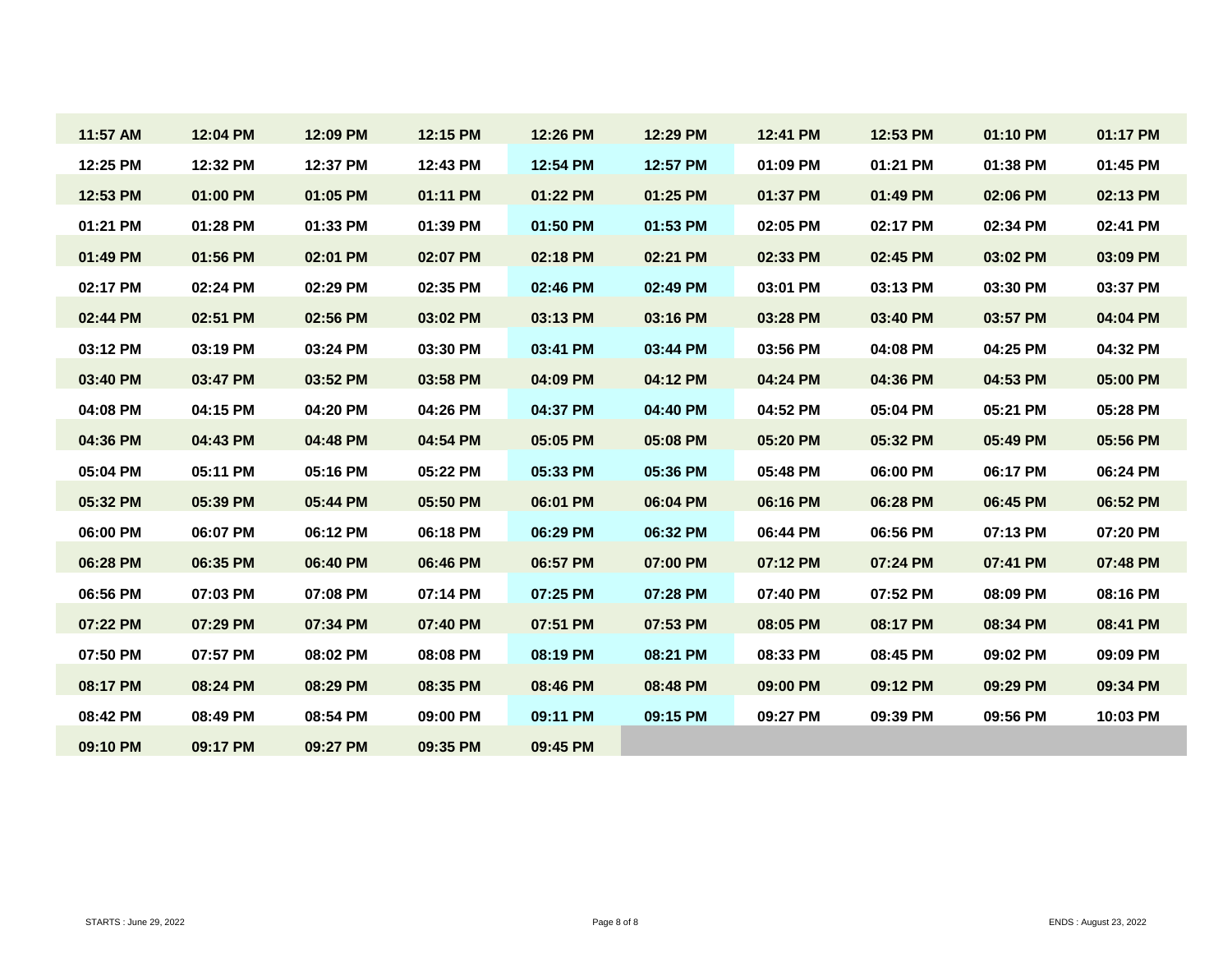| | | | | | | | | | |
|---|---|---|---|---|---|---|---|---|---|
| 11:57 AM | 12:04 PM | 12:09 PM | 12:15 PM | 12:26 PM | 12:29 PM | 12:41 PM | 12:53 PM | 01:10 PM | 01:17 PM |
| 12:25 PM | 12:32 PM | 12:37 PM | 12:43 PM | 12:54 PM | 12:57 PM | 01:09 PM | 01:21 PM | 01:38 PM | 01:45 PM |
| 12:53 PM | 01:00 PM | 01:05 PM | 01:11 PM | 01:22 PM | 01:25 PM | 01:37 PM | 01:49 PM | 02:06 PM | 02:13 PM |
| 01:21 PM | 01:28 PM | 01:33 PM | 01:39 PM | 01:50 PM | 01:53 PM | 02:05 PM | 02:17 PM | 02:34 PM | 02:41 PM |
| 01:49 PM | 01:56 PM | 02:01 PM | 02:07 PM | 02:18 PM | 02:21 PM | 02:33 PM | 02:45 PM | 03:02 PM | 03:09 PM |
| 02:17 PM | 02:24 PM | 02:29 PM | 02:35 PM | 02:46 PM | 02:49 PM | 03:01 PM | 03:13 PM | 03:30 PM | 03:37 PM |
| 02:44 PM | 02:51 PM | 02:56 PM | 03:02 PM | 03:13 PM | 03:16 PM | 03:28 PM | 03:40 PM | 03:57 PM | 04:04 PM |
| 03:12 PM | 03:19 PM | 03:24 PM | 03:30 PM | 03:41 PM | 03:44 PM | 03:56 PM | 04:08 PM | 04:25 PM | 04:32 PM |
| 03:40 PM | 03:47 PM | 03:52 PM | 03:58 PM | 04:09 PM | 04:12 PM | 04:24 PM | 04:36 PM | 04:53 PM | 05:00 PM |
| 04:08 PM | 04:15 PM | 04:20 PM | 04:26 PM | 04:37 PM | 04:40 PM | 04:52 PM | 05:04 PM | 05:21 PM | 05:28 PM |
| 04:36 PM | 04:43 PM | 04:48 PM | 04:54 PM | 05:05 PM | 05:08 PM | 05:20 PM | 05:32 PM | 05:49 PM | 05:56 PM |
| 05:04 PM | 05:11 PM | 05:16 PM | 05:22 PM | 05:33 PM | 05:36 PM | 05:48 PM | 06:00 PM | 06:17 PM | 06:24 PM |
| 05:32 PM | 05:39 PM | 05:44 PM | 05:50 PM | 06:01 PM | 06:04 PM | 06:16 PM | 06:28 PM | 06:45 PM | 06:52 PM |
| 06:00 PM | 06:07 PM | 06:12 PM | 06:18 PM | 06:29 PM | 06:32 PM | 06:44 PM | 06:56 PM | 07:13 PM | 07:20 PM |
| 06:28 PM | 06:35 PM | 06:40 PM | 06:46 PM | 06:57 PM | 07:00 PM | 07:12 PM | 07:24 PM | 07:41 PM | 07:48 PM |
| 06:56 PM | 07:03 PM | 07:08 PM | 07:14 PM | 07:25 PM | 07:28 PM | 07:40 PM | 07:52 PM | 08:09 PM | 08:16 PM |
| 07:22 PM | 07:29 PM | 07:34 PM | 07:40 PM | 07:51 PM | 07:53 PM | 08:05 PM | 08:17 PM | 08:34 PM | 08:41 PM |
| 07:50 PM | 07:57 PM | 08:02 PM | 08:08 PM | 08:19 PM | 08:21 PM | 08:33 PM | 08:45 PM | 09:02 PM | 09:09 PM |
| 08:17 PM | 08:24 PM | 08:29 PM | 08:35 PM | 08:46 PM | 08:48 PM | 09:00 PM | 09:12 PM | 09:29 PM | 09:34 PM |
| 08:42 PM | 08:49 PM | 08:54 PM | 09:00 PM | 09:11 PM | 09:15 PM | 09:27 PM | 09:39 PM | 09:56 PM | 10:03 PM |
| 09:10 PM | 09:17 PM | 09:27 PM | 09:35 PM | 09:45 PM | | | | | |

STARTS : June 29, 2022

ENDS : August 23, 2022